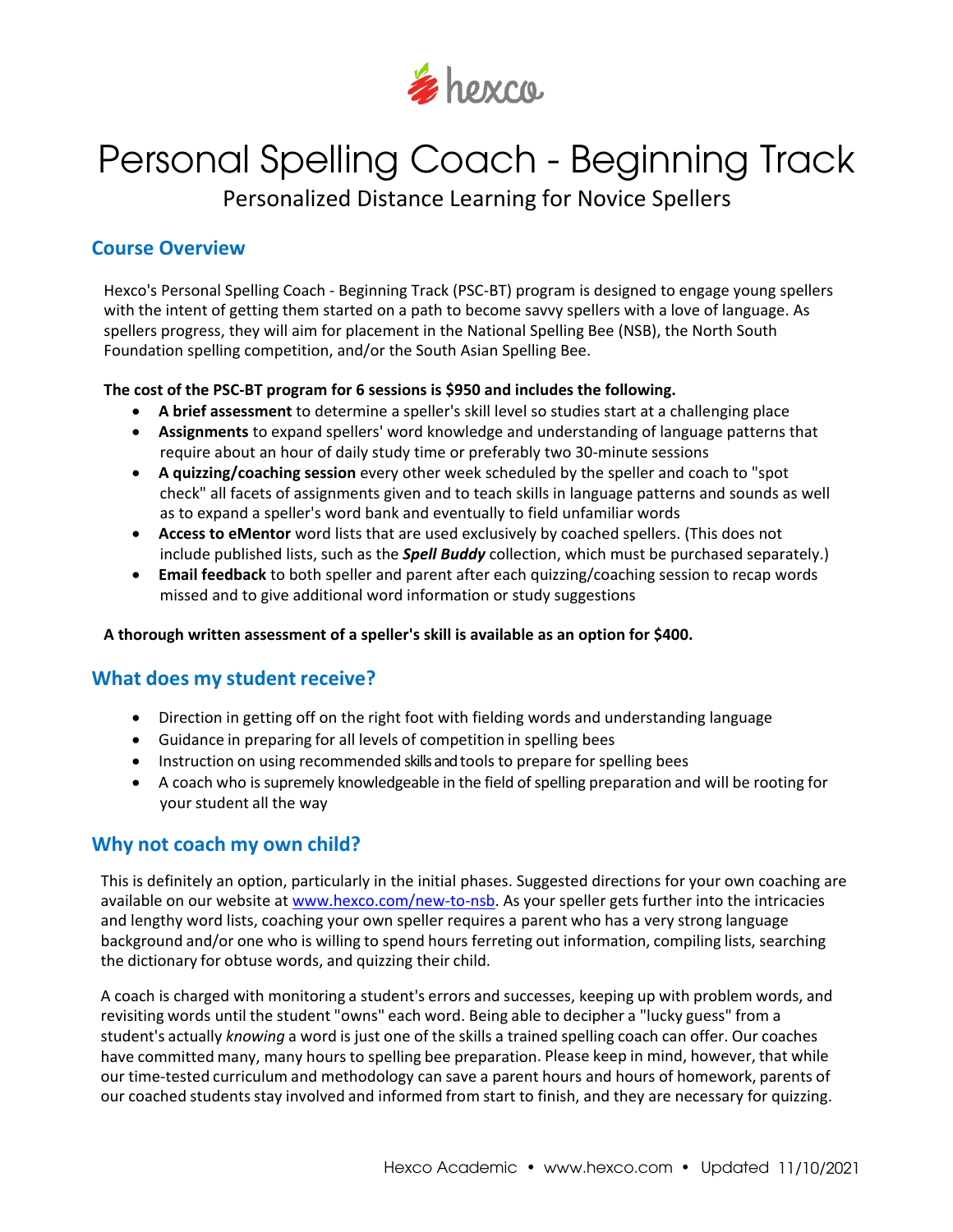# Personal Spelling Coach - Beginning Track

Personalized Distance Learning for Novice Spellers

## Course Overview

Hexco's Personal Spelling Coach - Beginning Track (PSC-BT) program is designed to engage young spellers with the intent of getting them started on a path to become savvy spellers with a love of language. As spellers progress, they will aim for placement in the National Spelling Bee (NSB), the North South Foundation spelling competition, and/or the South Asian Spelling Bee.

**The cost of the PSC-BT program for 6 sessions is $950 and includes the following.**

- **A brief assessment** to determine a speller's skill level so studies start at a challenging place
- **Assignments** to expand spellers' word knowledge and understanding of language patterns that require about an hour of daily study time or preferably two 30-minute sessions
- **A quizzing/coaching session** every other week scheduled by the speller and coach to "spot check" all facets of assignments given and to teach skills in language patterns and sounds as well as to expand a speller's word bank and eventually to field unfamiliar words
- **Access to eMentor** word lists that are used exclusively by coached spellers. (This does not include published lists, such as the ***Spell Buddy*** collection, which must be purchased separately.)
- **Email feedback** to both speller and parent after each quizzing/coaching session to recap words missed and to give additional word information or study suggestions

**A thorough written assessment of a speller's skill is available as an option for $400.**

## What does my student receive?

- Direction in getting off on the right foot with fielding words and understanding language
- Guidance in preparing for all levels of competition in spelling bees
- Instruction on using recommended skills and tools to prepare for spelling bees
- A coach who is supremely knowledgeable in the field of spelling preparation and will be rooting for your student all the way

## Why not coach my own child?

This is definitely an option, particularly in the initial phases. Suggested directions for your own coaching are available on our website at www.hexco.com/new-to-nsb. As your speller gets further into the intricacies and lengthy word lists, coaching your own speller requires a parent who has a very strong language background and/or one who is willing to spend hours ferreting out information, compiling lists, searching the dictionary for obtuse words, and quizzing their child.

A coach is charged with monitoring a student's errors and successes, keeping up with problem words, and revisiting words until the student "owns" each word. Being able to decipher a "lucky guess" from a student's actually *knowing* a word is just one of the skills a trained spelling coach can offer. Our coaches have committed many, many hours to spelling bee preparation. Please keep in mind, however, that while our time-tested curriculum and methodology can save a parent hours and hours of homework, parents of our coached students stay involved and informed from start to finish, and they are necessary for quizzing.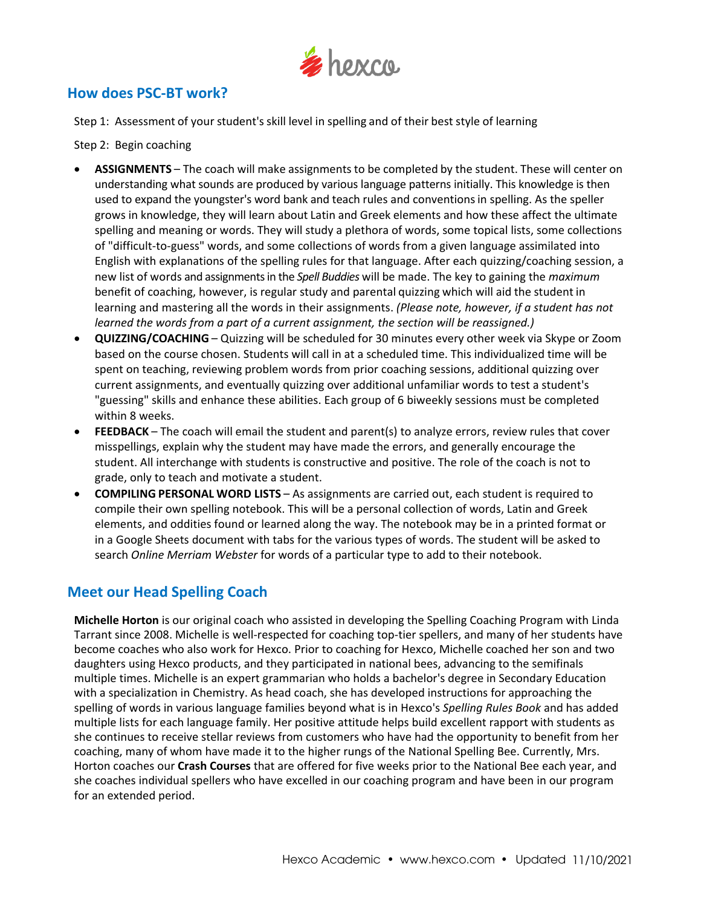## How does PSC-BT work?

Step 1: Assessment of your student's skill level in spelling and of their best style of learning

Step 2: Begin coaching

- **ASSIGNMENTS** – The coach will make assignments to be completed by the student. These will center on understanding what sounds are produced by various language patterns initially. This knowledge is then used to expand the youngster's word bank and teach rules and conventions in spelling. As the speller grows in knowledge, they will learn about Latin and Greek elements and how these affect the ultimate spelling and meaning or words. They will study a plethora of words, some topical lists, some collections of "difficult-to-guess" words, and some collections of words from a given language assimilated into English with explanations of the spelling rules for that language. After each quizzing/coaching session, a new list of words and assignments in the *Spell Buddies* will be made. The key to gaining the *maximum* benefit of coaching, however, is regular study and parental quizzing which will aid the student in learning and mastering all the words in their assignments. *(Please note, however, if a student has not learned the words from a part of a current assignment, the section will be reassigned.)*
- **QUIZZING/COACHING** – Quizzing will be scheduled for 30 minutes every other week via Skype or Zoom based on the course chosen. Students will call in at a scheduled time. This individualized time will be spent on teaching, reviewing problem words from prior coaching sessions, additional quizzing over current assignments, and eventually quizzing over additional unfamiliar words to test a student's "guessing" skills and enhance these abilities. Each group of 6 biweekly sessions must be completed within 8 weeks.
- **FEEDBACK** – The coach will email the student and parent(s) to analyze errors, review rules that cover misspellings, explain why the student may have made the errors, and generally encourage the student. All interchange with students is constructive and positive. The role of the coach is not to grade, only to teach and motivate a student.
- **COMPILING PERSONAL WORD LISTS** – As assignments are carried out, each student is required to compile their own spelling notebook. This will be a personal collection of words, Latin and Greek elements, and oddities found or learned along the way. The notebook may be in a printed format or in a Google Sheets document with tabs for the various types of words. The student will be asked to search *Online Merriam Webster* for words of a particular type to add to their notebook.

## Meet our Head Spelling Coach

**Michelle Horton** is our original coach who assisted in developing the Spelling Coaching Program with Linda Tarrant since 2008. Michelle is well-respected for coaching top-tier spellers, and many of her students have become coaches who also work for Hexco. Prior to coaching for Hexco, Michelle coached her son and two daughters using Hexco products, and they participated in national bees, advancing to the semifinals multiple times. Michelle is an expert grammarian who holds a bachelor's degree in Secondary Education with a specialization in Chemistry. As head coach, she has developed instructions for approaching the spelling of words in various language families beyond what is in Hexco's *Spelling Rules Book* and has added multiple lists for each language family. Her positive attitude helps build excellent rapport with students as she continues to receive stellar reviews from customers who have had the opportunity to benefit from her coaching, many of whom have made it to the higher rungs of the National Spelling Bee. Currently, Mrs. Horton coaches our **Crash Courses** that are offered for five weeks prior to the National Bee each year, and she coaches individual spellers who have excelled in our coaching program and have been in our program for an extended period.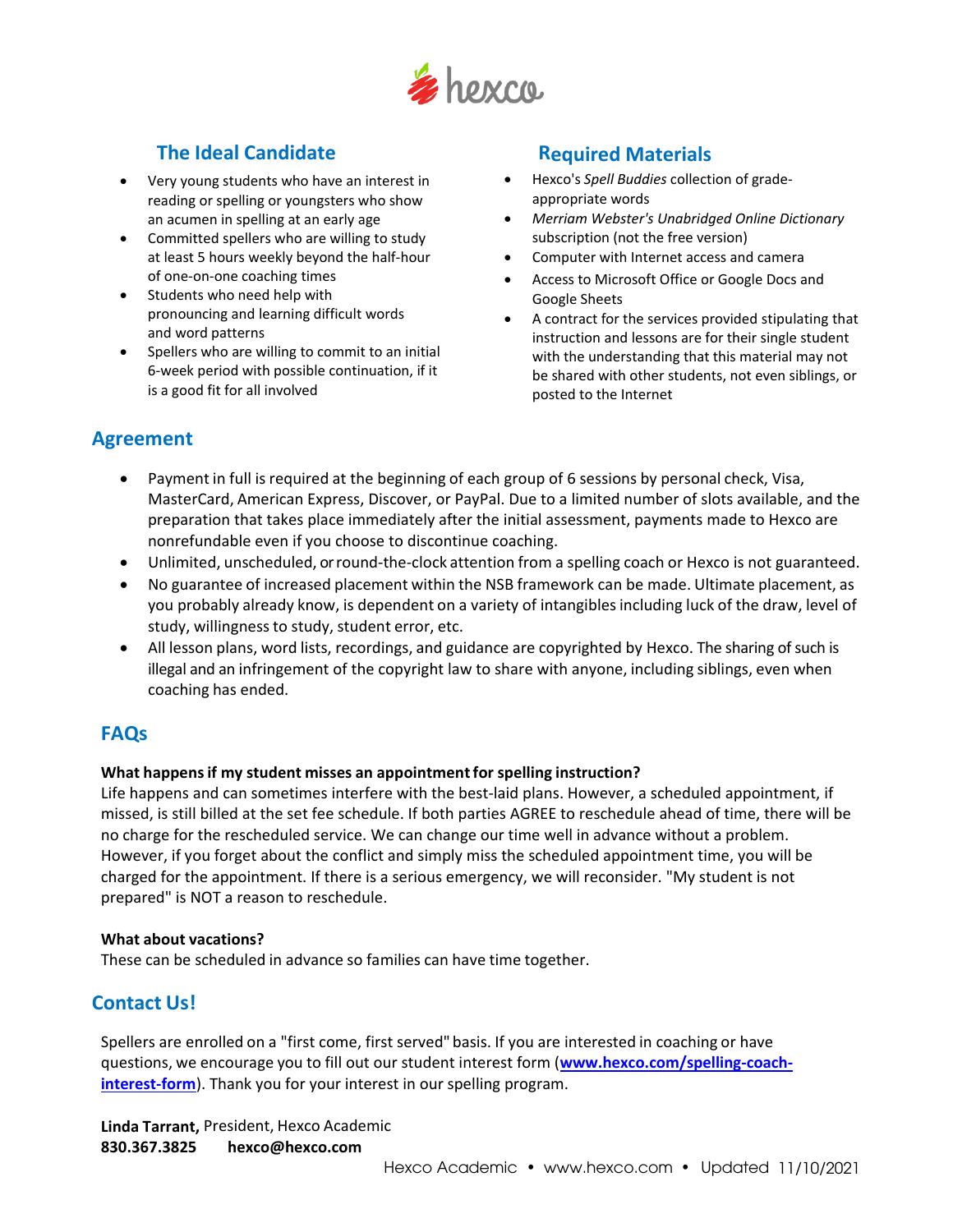hexco

## The Ideal Candidate

- Very young students who have an interest in reading or spelling or youngsters who show an acumen in spelling at an early age
- Committed spellers who are willing to study at least 5 hours weekly beyond the half-hour of one-on-one coaching times
- Students who need help with pronouncing and learning difficult words and word patterns
- Spellers who are willing to commit to an initial 6-week period with possible continuation, if it is a good fit for all involved

## Required Materials

- Hexco's *Spell Buddies* collection of grade-appropriate words
- *Merriam Webster's Unabridged Online Dictionary* subscription (not the free version)
- Computer with Internet access and camera
- Access to Microsoft Office or Google Docs and Google Sheets
- A contract for the services provided stipulating that instruction and lessons are for their single student with the understanding that this material may not be shared with other students, not even siblings, or posted to the Internet

## Agreement

- Payment in full is required at the beginning of each group of 6 sessions by personal check, Visa, MasterCard, American Express, Discover, or PayPal. Due to a limited number of slots available, and the preparation that takes place immediately after the initial assessment, payments made to Hexco are nonrefundable even if you choose to discontinue coaching.
- Unlimited, unscheduled, or round-the-clock attention from a spelling coach or Hexco is not guaranteed.
- No guarantee of increased placement within the NSB framework can be made. Ultimate placement, as you probably already know, is dependent on a variety of intangibles including luck of the draw, level of study, willingness to study, student error, etc.
- All lesson plans, word lists, recordings, and guidance are copyrighted by Hexco. The sharing of such is illegal and an infringement of the copyright law to share with anyone, including siblings, even when coaching has ended.

## FAQs

**What happens if my student misses an appointment for spelling instruction?**
Life happens and can sometimes interfere with the best-laid plans. However, a scheduled appointment, if missed, is still billed at the set fee schedule. If both parties AGREE to reschedule ahead of time, there will be no charge for the rescheduled service. We can change our time well in advance without a problem. However, if you forget about the conflict and simply miss the scheduled appointment time, you will be charged for the appointment. If there is a serious emergency, we will reconsider. "My student is not prepared" is NOT a reason to reschedule.

**What about vacations?**
These can be scheduled in advance so families can have time together.

## Contact Us!

Spellers are enrolled on a "first come, first served" basis. If you are interested in coaching or have questions, we encourage you to fill out our student interest form (**www.hexco.com/spelling-coach-interest-form**). Thank you for your interest in our spelling program.

**Linda Tarrant,** President, Hexco Academic
**830.367.3825** **hexco@hexco.com**

Hexco Academic • www.hexco.com • Updated 11/10/2021